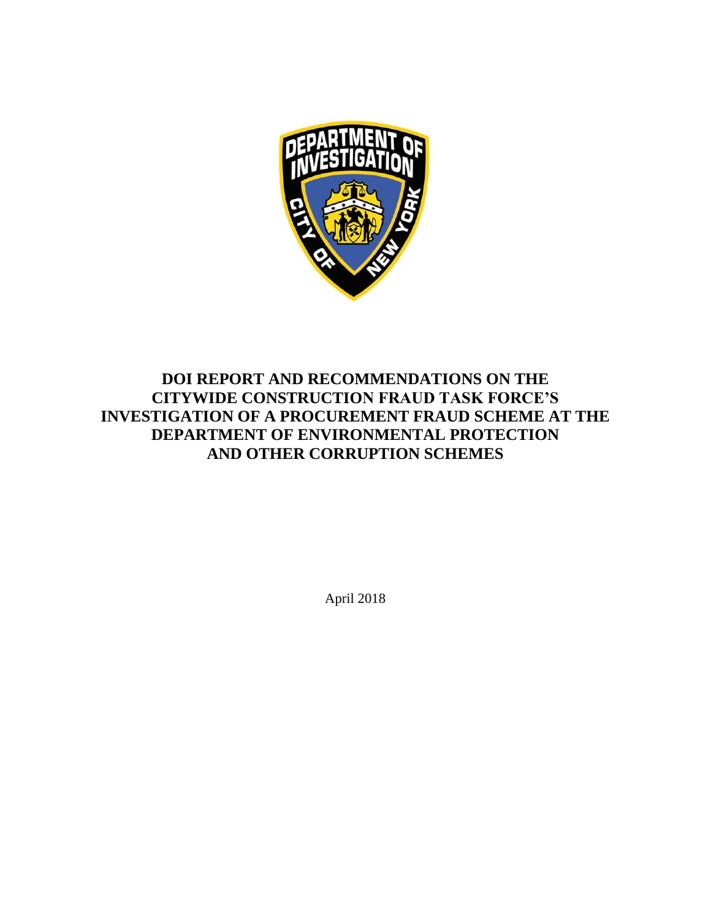# DOI REPORT AND RECOMMENDATIONS ON THE CITYWIDE CONSTRUCTION FRAUD TASK FORCE'S INVESTIGATION OF A PROCUREMENT FRAUD SCHEME AT THE DEPARTMENT OF ENVIRONMENTAL PROTECTION AND OTHER CORRUPTION SCHEMES

April 2018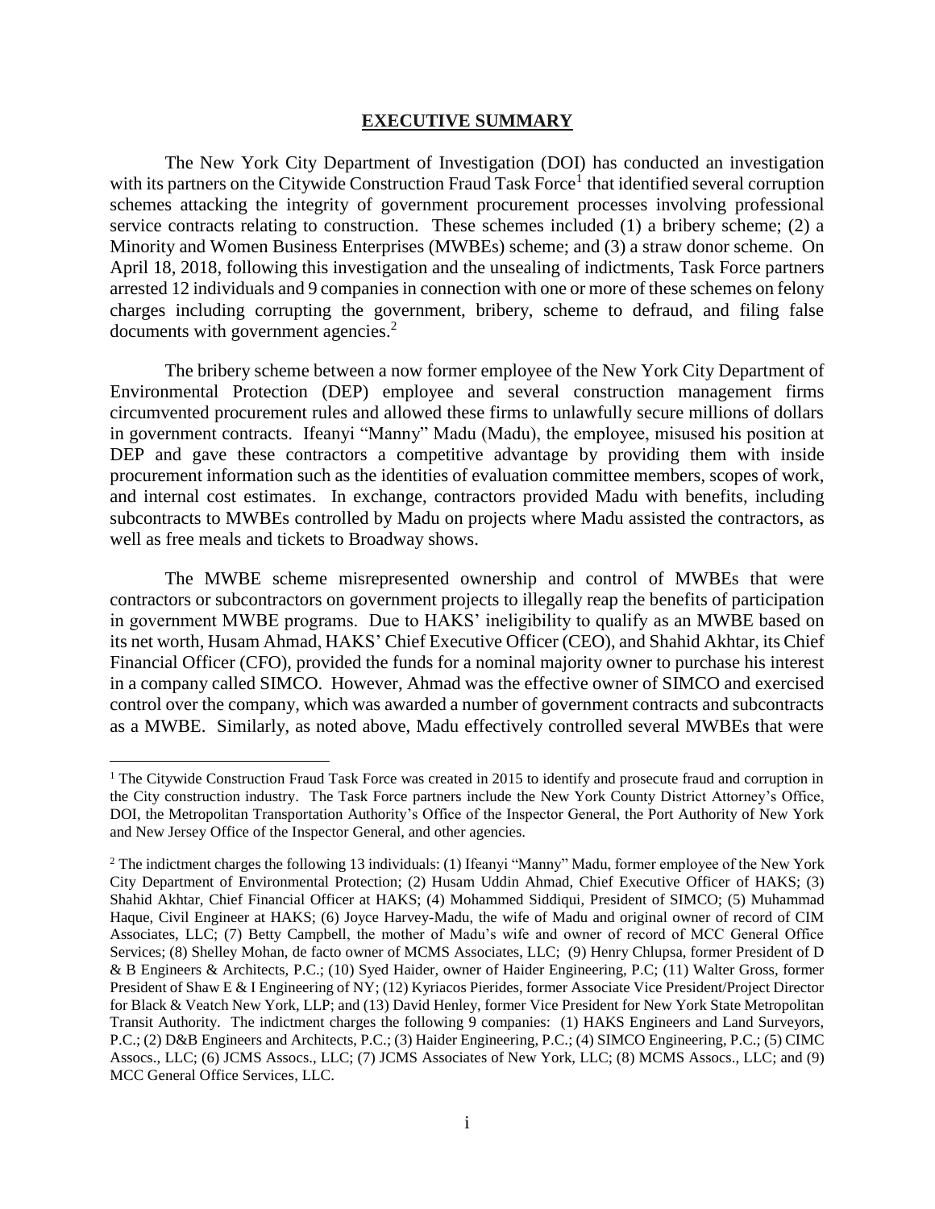## EXECUTIVE SUMMARY

The New York City Department of Investigation (DOI) has conducted an investigation with its partners on the Citywide Construction Fraud Task Force[1] that identified several corruption schemes attacking the integrity of government procurement processes involving professional service contracts relating to construction. These schemes included (1) a bribery scheme; (2) a Minority and Women Business Enterprises (MWBEs) scheme; and (3) a straw donor scheme. On April 18, 2018, following this investigation and the unsealing of indictments, Task Force partners arrested 12 individuals and 9 companies in connection with one or more of these schemes on felony charges including corrupting the government, bribery, scheme to defraud, and filing false documents with government agencies.[2]

The bribery scheme between a now former employee of the New York City Department of Environmental Protection (DEP) employee and several construction management firms circumvented procurement rules and allowed these firms to unlawfully secure millions of dollars in government contracts. Ifeanyi "Manny" Madu (Madu), the employee, misused his position at DEP and gave these contractors a competitive advantage by providing them with inside procurement information such as the identities of evaluation committee members, scopes of work, and internal cost estimates. In exchange, contractors provided Madu with benefits, including subcontracts to MWBEs controlled by Madu on projects where Madu assisted the contractors, as well as free meals and tickets to Broadway shows.

The MWBE scheme misrepresented ownership and control of MWBEs that were contractors or subcontractors on government projects to illegally reap the benefits of participation in government MWBE programs. Due to HAKS' ineligibility to qualify as an MWBE based on its net worth, Husam Ahmad, HAKS' Chief Executive Officer (CEO), and Shahid Akhtar, its Chief Financial Officer (CFO), provided the funds for a nominal majority owner to purchase his interest in a company called SIMCO. However, Ahmad was the effective owner of SIMCO and exercised control over the company, which was awarded a number of government contracts and subcontracts as a MWBE. Similarly, as noted above, Madu effectively controlled several MWBEs that were

---

[1] The Citywide Construction Fraud Task Force was created in 2015 to identify and prosecute fraud and corruption in the City construction industry. The Task Force partners include the New York County District Attorney's Office, DOI, the Metropolitan Transportation Authority's Office of the Inspector General, the Port Authority of New York and New Jersey Office of the Inspector General, and other agencies.

[2] The indictment charges the following 13 individuals: (1) Ifeanyi "Manny" Madu, former employee of the New York City Department of Environmental Protection; (2) Husam Uddin Ahmad, Chief Executive Officer of HAKS; (3) Shahid Akhtar, Chief Financial Officer at HAKS; (4) Mohammed Siddiqui, President of SIMCO; (5) Muhammad Haque, Civil Engineer at HAKS; (6) Joyce Harvey-Madu, the wife of Madu and original owner of record of CIM Associates, LLC; (7) Betty Campbell, the mother of Madu's wife and owner of record of MCC General Office Services; (8) Shelley Mohan, de facto owner of MCMS Associates, LLC; (9) Henry Chlupsa, former President of D & B Engineers & Architects, P.C.; (10) Syed Haider, owner of Haider Engineering, P.C; (11) Walter Gross, former President of Shaw E & I Engineering of NY; (12) Kyriacos Pierides, former Associate Vice President/Project Director for Black & Veatch New York, LLP; and (13) David Henley, former Vice President for New York State Metropolitan Transit Authority. The indictment charges the following 9 companies: (1) HAKS Engineers and Land Surveyors, P.C.; (2) D&B Engineers and Architects, P.C.; (3) Haider Engineering, P.C.; (4) SIMCO Engineering, P.C.; (5) CIMC Assocs., LLC; (6) JCMS Assocs., LLC; (7) JCMS Associates of New York, LLC; (8) MCMS Assocs., LLC; and (9) MCC General Office Services, LLC.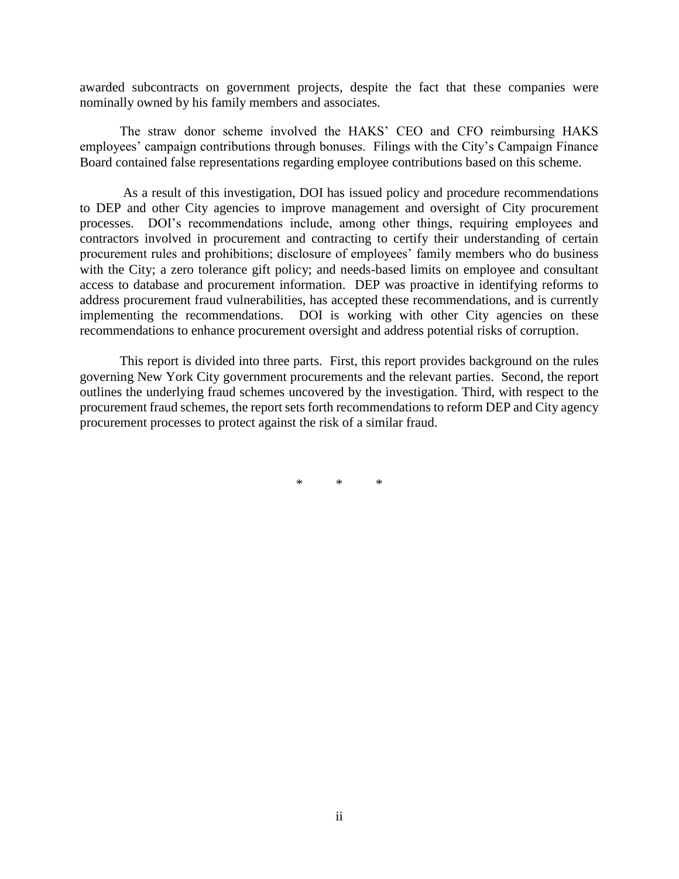awarded subcontracts on government projects, despite the fact that these companies were nominally owned by his family members and associates.

The straw donor scheme involved the HAKS' CEO and CFO reimbursing HAKS employees' campaign contributions through bonuses. Filings with the City's Campaign Finance Board contained false representations regarding employee contributions based on this scheme.

As a result of this investigation, DOI has issued policy and procedure recommendations to DEP and other City agencies to improve management and oversight of City procurement processes. DOI's recommendations include, among other things, requiring employees and contractors involved in procurement and contracting to certify their understanding of certain procurement rules and prohibitions; disclosure of employees' family members who do business with the City; a zero tolerance gift policy; and needs-based limits on employee and consultant access to database and procurement information. DEP was proactive in identifying reforms to address procurement fraud vulnerabilities, has accepted these recommendations, and is currently implementing the recommendations. DOI is working with other City agencies on these recommendations to enhance procurement oversight and address potential risks of corruption.

This report is divided into three parts. First, this report provides background on the rules governing New York City government procurements and the relevant parties. Second, the report outlines the underlying fraud schemes uncovered by the investigation. Third, with respect to the procurement fraud schemes, the report sets forth recommendations to reform DEP and City agency procurement processes to protect against the risk of a similar fraud.

\* \* \*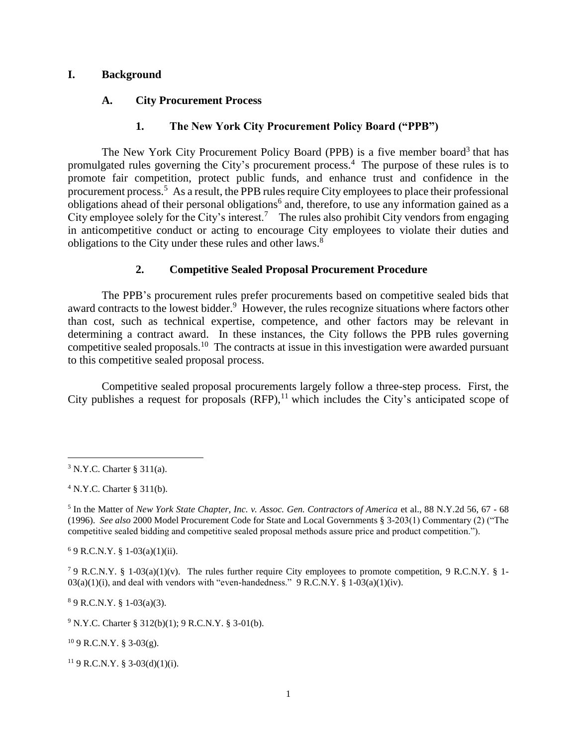# I. Background

## A. City Procurement Process

### 1. The New York City Procurement Policy Board ("PPB")

The New York City Procurement Policy Board (PPB) is a five member board[3] that has promulgated rules governing the City's procurement process.[4] The purpose of these rules is to promote fair competition, protect public funds, and enhance trust and confidence in the procurement process.[5] As a result, the PPB rules require City employees to place their professional obligations ahead of their personal obligations[6] and, therefore, to use any information gained as a City employee solely for the City's interest.[7] The rules also prohibit City vendors from engaging in anticompetitive conduct or acting to encourage City employees to violate their duties and obligations to the City under these rules and other laws.[8]

### 2. Competitive Sealed Proposal Procurement Procedure

The PPB's procurement rules prefer procurements based on competitive sealed bids that award contracts to the lowest bidder.[9] However, the rules recognize situations where factors other than cost, such as technical expertise, competence, and other factors may be relevant in determining a contract award. In these instances, the City follows the PPB rules governing competitive sealed proposals.[10] The contracts at issue in this investigation were awarded pursuant to this competitive sealed proposal process.

Competitive sealed proposal procurements largely follow a three-step process. First, the City publishes a request for proposals (RFP),[11] which includes the City's anticipated scope of

---

[3] N.Y.C. Charter § 311(a).

[4] N.Y.C. Charter § 311(b).

[5] In the Matter of *New York State Chapter, Inc. v. Assoc. Gen. Contractors of America* et al., 88 N.Y.2d 56, 67 - 68 (1996). *See also* 2000 Model Procurement Code for State and Local Governments § 3-203(1) Commentary (2) ("The competitive sealed bidding and competitive sealed proposal methods assure price and product competition.").

[6] 9 R.C.N.Y. § 1-03(a)(1)(ii).

[7] 9 R.C.N.Y. § 1-03(a)(1)(v). The rules further require City employees to promote competition, 9 R.C.N.Y. § 1-03(a)(1)(i), and deal with vendors with "even-handedness." 9 R.C.N.Y. § 1-03(a)(1)(iv).

[8] 9 R.C.N.Y. § 1-03(a)(3).

[9] N.Y.C. Charter § 312(b)(1); 9 R.C.N.Y. § 3-01(b).

[10] 9 R.C.N.Y. § 3-03(g).

[11] 9 R.C.N.Y. § 3-03(d)(1)(i).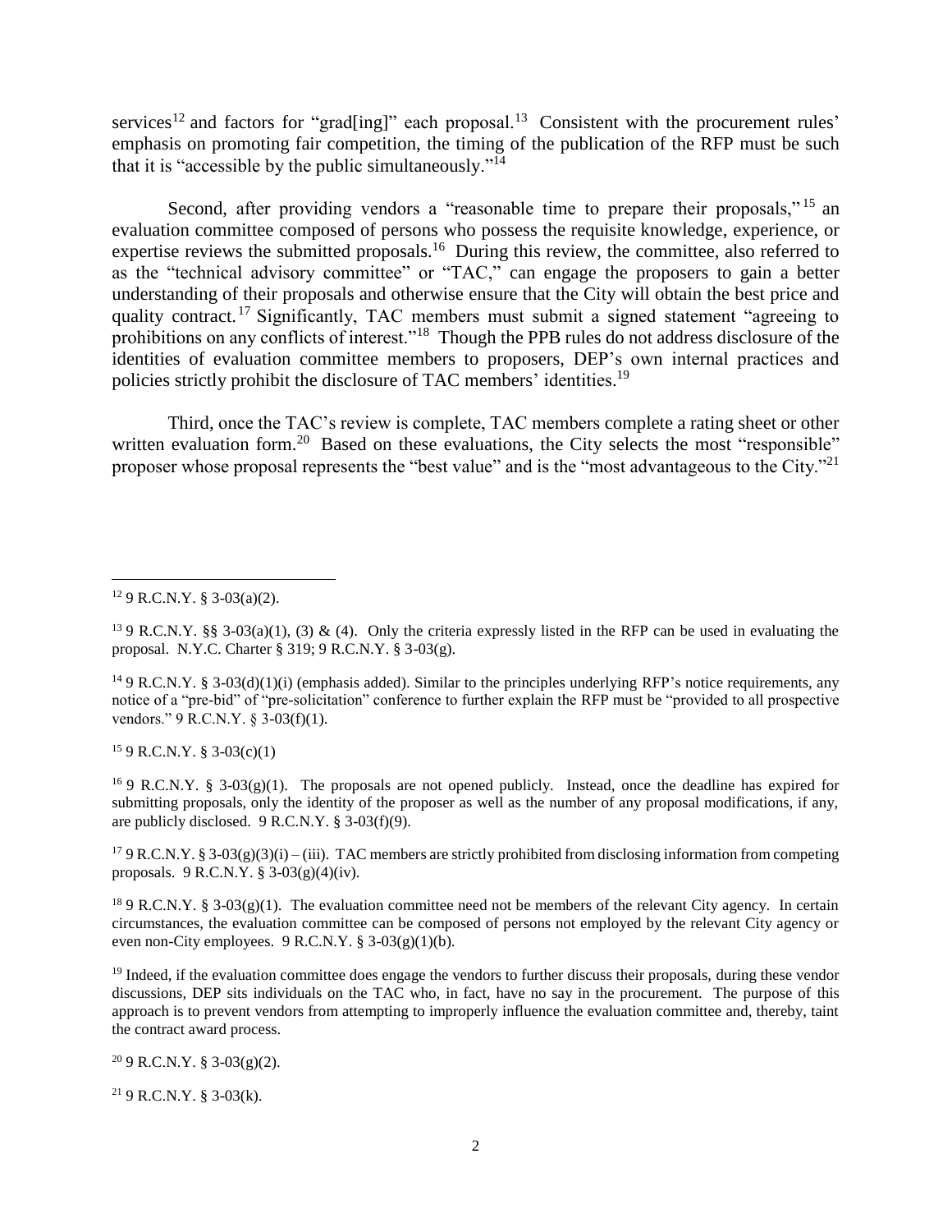services[12] and factors for "grad[ing]" each proposal.[13] Consistent with the procurement rules' emphasis on promoting fair competition, the timing of the publication of the RFP must be such that it is "accessible by the public simultaneously."[14]

Second, after providing vendors a "reasonable time to prepare their proposals,"[15] an evaluation committee composed of persons who possess the requisite knowledge, experience, or expertise reviews the submitted proposals.[16] During this review, the committee, also referred to as the "technical advisory committee" or "TAC," can engage the proposers to gain a better understanding of their proposals and otherwise ensure that the City will obtain the best price and quality contract.[17] Significantly, TAC members must submit a signed statement "agreeing to prohibitions on any conflicts of interest."[18] Though the PPB rules do not address disclosure of the identities of evaluation committee members to proposers, DEP's own internal practices and policies strictly prohibit the disclosure of TAC members' identities.[19]

Third, once the TAC's review is complete, TAC members complete a rating sheet or other written evaluation form.[20] Based on these evaluations, the City selects the most "responsible" proposer whose proposal represents the "best value" and is the "most advantageous to the City."[21]

---

[12] 9 R.C.N.Y. § 3-03(a)(2).

[13] 9 R.C.N.Y. §§ 3-03(a)(1), (3) & (4). Only the criteria expressly listed in the RFP can be used in evaluating the proposal. N.Y.C. Charter § 319; 9 R.C.N.Y. § 3-03(g).

[14] 9 R.C.N.Y. § 3-03(d)(1)(i) (emphasis added). Similar to the principles underlying RFP's notice requirements, any notice of a "pre-bid" of "pre-solicitation" conference to further explain the RFP must be "provided to all prospective vendors." 9 R.C.N.Y. § 3-03(f)(1).

[15] 9 R.C.N.Y. § 3-03(c)(1)

[16] 9 R.C.N.Y. § 3-03(g)(1). The proposals are not opened publicly. Instead, once the deadline has expired for submitting proposals, only the identity of the proposer as well as the number of any proposal modifications, if any, are publicly disclosed. 9 R.C.N.Y. § 3-03(f)(9).

[17] 9 R.C.N.Y. § 3-03(g)(3)(i) – (iii). TAC members are strictly prohibited from disclosing information from competing proposals. 9 R.C.N.Y. § 3-03(g)(4)(iv).

[18] 9 R.C.N.Y. § 3-03(g)(1). The evaluation committee need not be members of the relevant City agency. In certain circumstances, the evaluation committee can be composed of persons not employed by the relevant City agency or even non-City employees. 9 R.C.N.Y. § 3-03(g)(1)(b).

[19] Indeed, if the evaluation committee does engage the vendors to further discuss their proposals, during these vendor discussions, DEP sits individuals on the TAC who, in fact, have no say in the procurement. The purpose of this approach is to prevent vendors from attempting to improperly influence the evaluation committee and, thereby, taint the contract award process.

[20] 9 R.C.N.Y. § 3-03(g)(2).

[21] 9 R.C.N.Y. § 3-03(k).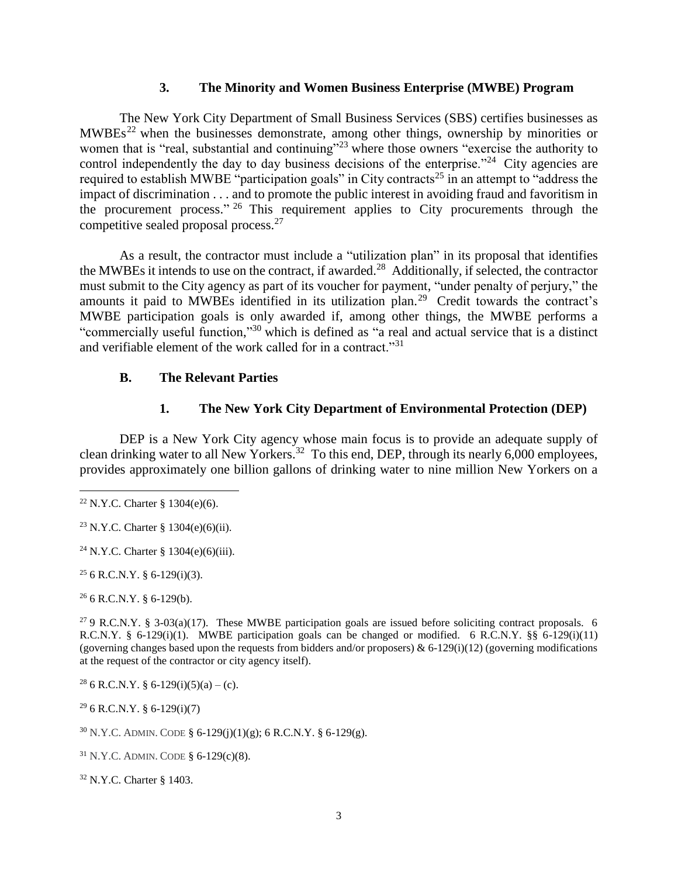### 3. The Minority and Women Business Enterprise (MWBE) Program

The New York City Department of Small Business Services (SBS) certifies businesses as MWBEs[22] when the businesses demonstrate, among other things, ownership by minorities or women that is "real, substantial and continuing"[23] where those owners "exercise the authority to control independently the day to day business decisions of the enterprise."[24] City agencies are required to establish MWBE "participation goals" in City contracts[25] in an attempt to "address the impact of discrimination . . . and to promote the public interest in avoiding fraud and favoritism in the procurement process."[26] This requirement applies to City procurements through the competitive sealed proposal process.[27]

As a result, the contractor must include a "utilization plan" in its proposal that identifies the MWBEs it intends to use on the contract, if awarded.[28] Additionally, if selected, the contractor must submit to the City agency as part of its voucher for payment, "under penalty of perjury," the amounts it paid to MWBEs identified in its utilization plan.[29] Credit towards the contract's MWBE participation goals is only awarded if, among other things, the MWBE performs a "commercially useful function,"[30] which is defined as "a real and actual service that is a distinct and verifiable element of the work called for in a contract."[31]

## B. The Relevant Parties

### 1. The New York City Department of Environmental Protection (DEP)

DEP is a New York City agency whose main focus is to provide an adequate supply of clean drinking water to all New Yorkers.[32] To this end, DEP, through its nearly 6,000 employees, provides approximately one billion gallons of drinking water to nine million New Yorkers on a

---

[22] N.Y.C. Charter § 1304(e)(6).

[23] N.Y.C. Charter § 1304(e)(6)(ii).

[24] N.Y.C. Charter § 1304(e)(6)(iii).

[25] 6 R.C.N.Y. § 6-129(i)(3).

[26] 6 R.C.N.Y. § 6-129(b).

[27] 9 R.C.N.Y. § 3-03(a)(17). These MWBE participation goals are issued before soliciting contract proposals. 6 R.C.N.Y. § 6-129(i)(1). MWBE participation goals can be changed or modified. 6 R.C.N.Y. §§ 6-129(i)(11) (governing changes based upon the requests from bidders and/or proposers) & 6-129(i)(12) (governing modifications at the request of the contractor or city agency itself).

[28] 6 R.C.N.Y. § 6-129(i)(5)(a) – (c).

[29] 6 R.C.N.Y. § 6-129(i)(7)

[30] N.Y.C. ADMIN. CODE § 6-129(j)(1)(g); 6 R.C.N.Y. § 6-129(g).

[31] N.Y.C. ADMIN. CODE § 6-129(c)(8).

[32] N.Y.C. Charter § 1403.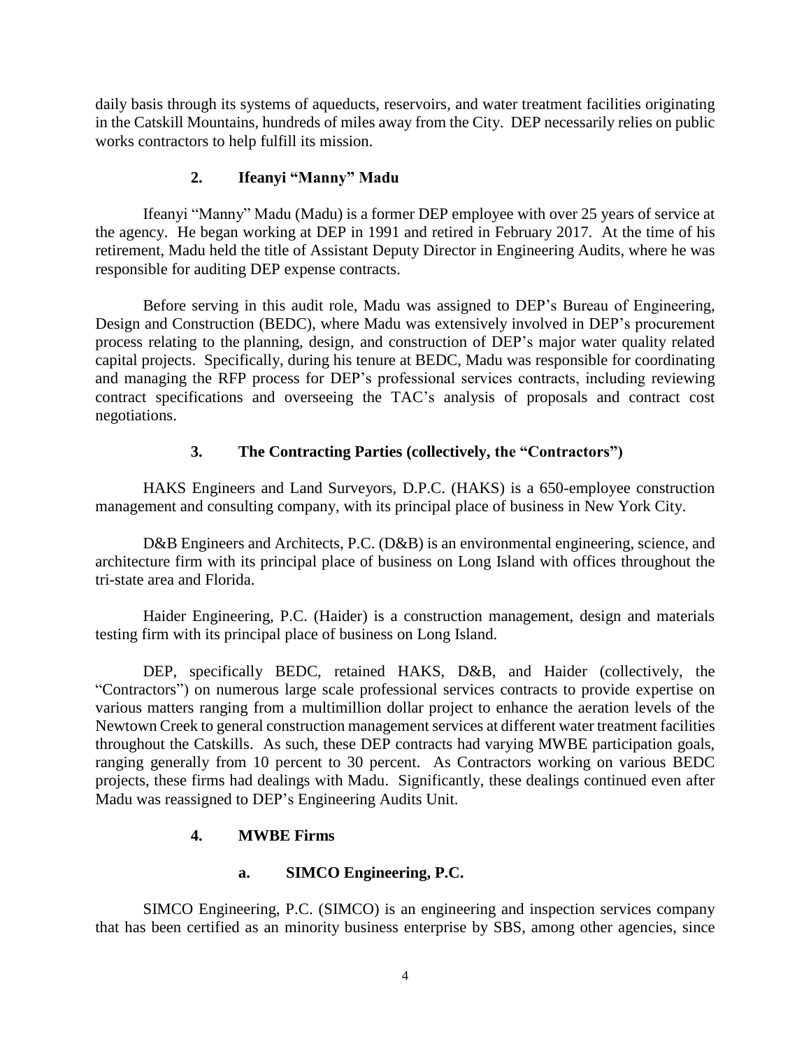daily basis through its systems of aqueducts, reservoirs, and water treatment facilities originating in the Catskill Mountains, hundreds of miles away from the City. DEP necessarily relies on public works contractors to help fulfill its mission.

### 2. Ifeanyi "Manny" Madu

Ifeanyi "Manny" Madu (Madu) is a former DEP employee with over 25 years of service at the agency. He began working at DEP in 1991 and retired in February 2017. At the time of his retirement, Madu held the title of Assistant Deputy Director in Engineering Audits, where he was responsible for auditing DEP expense contracts.

Before serving in this audit role, Madu was assigned to DEP's Bureau of Engineering, Design and Construction (BEDC), where Madu was extensively involved in DEP's procurement process relating to the planning, design, and construction of DEP's major water quality related capital projects. Specifically, during his tenure at BEDC, Madu was responsible for coordinating and managing the RFP process for DEP's professional services contracts, including reviewing contract specifications and overseeing the TAC's analysis of proposals and contract cost negotiations.

### 3. The Contracting Parties (collectively, the "Contractors")

HAKS Engineers and Land Surveyors, D.P.C. (HAKS) is a 650-employee construction management and consulting company, with its principal place of business in New York City.

D&B Engineers and Architects, P.C. (D&B) is an environmental engineering, science, and architecture firm with its principal place of business on Long Island with offices throughout the tri-state area and Florida.

Haider Engineering, P.C. (Haider) is a construction management, design and materials testing firm with its principal place of business on Long Island.

DEP, specifically BEDC, retained HAKS, D&B, and Haider (collectively, the "Contractors") on numerous large scale professional services contracts to provide expertise on various matters ranging from a multimillion dollar project to enhance the aeration levels of the Newtown Creek to general construction management services at different water treatment facilities throughout the Catskills. As such, these DEP contracts had varying MWBE participation goals, ranging generally from 10 percent to 30 percent. As Contractors working on various BEDC projects, these firms had dealings with Madu. Significantly, these dealings continued even after Madu was reassigned to DEP's Engineering Audits Unit.

### 4. MWBE Firms

#### a. SIMCO Engineering, P.C.

SIMCO Engineering, P.C. (SIMCO) is an engineering and inspection services company that has been certified as an minority business enterprise by SBS, among other agencies, since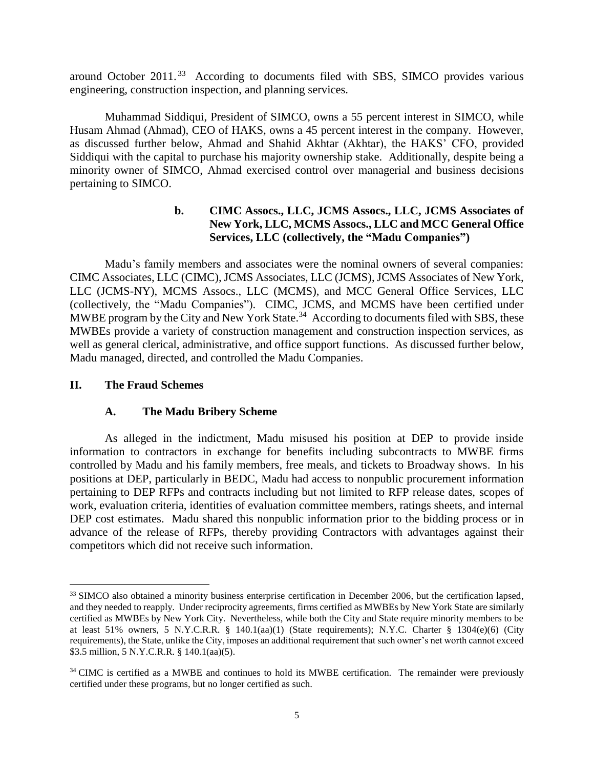around October 2011.[33] According to documents filed with SBS, SIMCO provides various engineering, construction inspection, and planning services.

Muhammad Siddiqui, President of SIMCO, owns a 55 percent interest in SIMCO, while Husam Ahmad (Ahmad), CEO of HAKS, owns a 45 percent interest in the company. However, as discussed further below, Ahmad and Shahid Akhtar (Akhtar), the HAKS' CFO, provided Siddiqui with the capital to purchase his majority ownership stake. Additionally, despite being a minority owner of SIMCO, Ahmad exercised control over managerial and business decisions pertaining to SIMCO.

#### b. CIMC Assocs., LLC, JCMS Assocs., LLC, JCMS Associates of New York, LLC, MCMS Assocs., LLC and MCC General Office Services, LLC (collectively, the "Madu Companies")

Madu's family members and associates were the nominal owners of several companies: CIMC Associates, LLC (CIMC), JCMS Associates, LLC (JCMS), JCMS Associates of New York, LLC (JCMS-NY), MCMS Assocs., LLC (MCMS), and MCC General Office Services, LLC (collectively, the "Madu Companies"). CIMC, JCMS, and MCMS have been certified under MWBE program by the City and New York State.[34] According to documents filed with SBS, these MWBEs provide a variety of construction management and construction inspection services, as well as general clerical, administrative, and office support functions. As discussed further below, Madu managed, directed, and controlled the Madu Companies.

## II. The Fraud Schemes

### A. The Madu Bribery Scheme

As alleged in the indictment, Madu misused his position at DEP to provide inside information to contractors in exchange for benefits including subcontracts to MWBE firms controlled by Madu and his family members, free meals, and tickets to Broadway shows. In his positions at DEP, particularly in BEDC, Madu had access to nonpublic procurement information pertaining to DEP RFPs and contracts including but not limited to RFP release dates, scopes of work, evaluation criteria, identities of evaluation committee members, ratings sheets, and internal DEP cost estimates. Madu shared this nonpublic information prior to the bidding process or in advance of the release of RFPs, thereby providing Contractors with advantages against their competitors which did not receive such information.

---

[33] SIMCO also obtained a minority business enterprise certification in December 2006, but the certification lapsed, and they needed to reapply. Under reciprocity agreements, firms certified as MWBEs by New York State are similarly certified as MWBEs by New York City. Nevertheless, while both the City and State require minority members to be at least 51% owners, 5 N.Y.C.R.R. § 140.1(aa)(1) (State requirements); N.Y.C. Charter § 1304(e)(6) (City requirements), the State, unlike the City, imposes an additional requirement that such owner's net worth cannot exceed $3.5 million, 5 N.Y.C.R.R. § 140.1(aa)(5).

[34] CIMC is certified as a MWBE and continues to hold its MWBE certification. The remainder were previously certified under these programs, but no longer certified as such.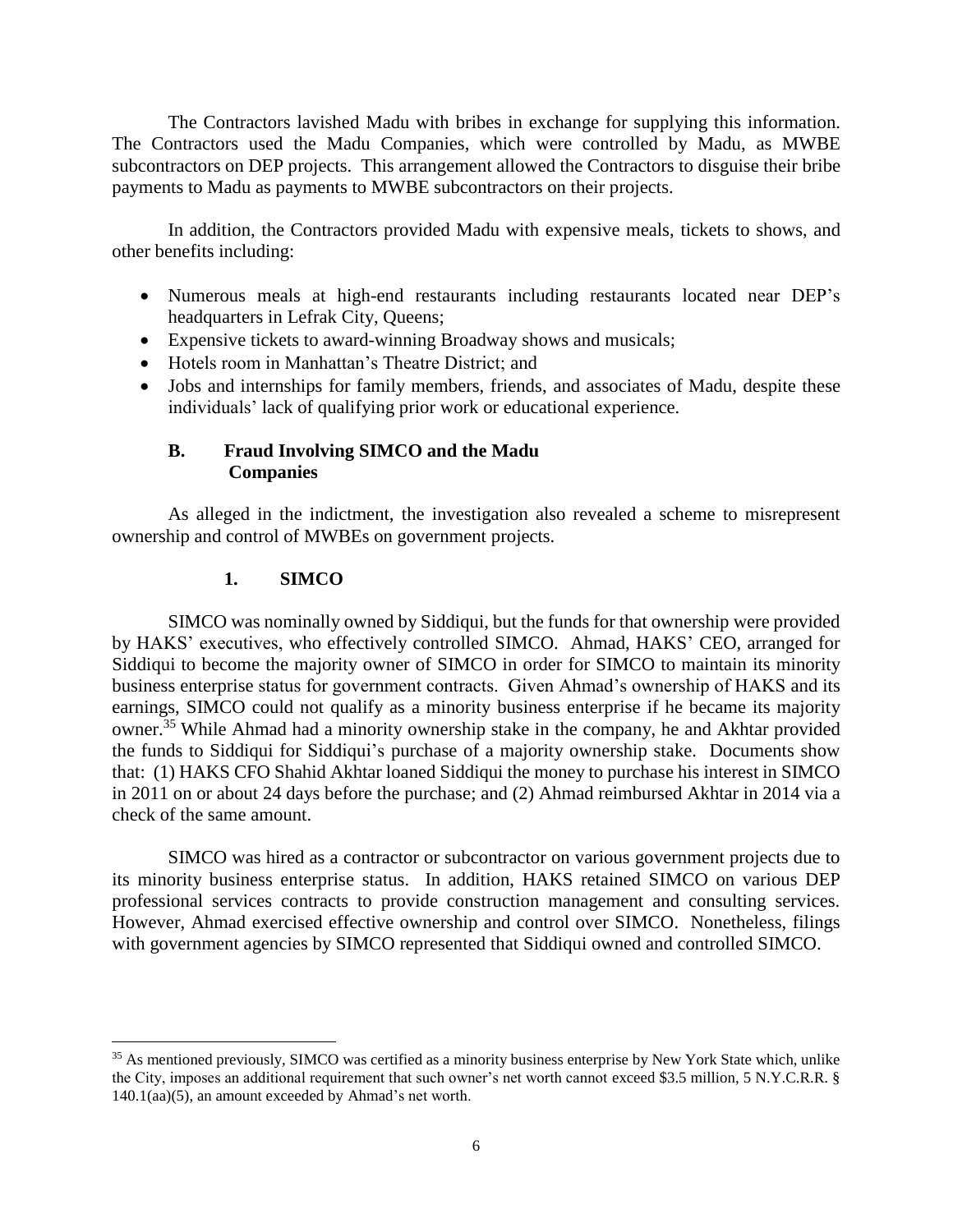The Contractors lavished Madu with bribes in exchange for supplying this information. The Contractors used the Madu Companies, which were controlled by Madu, as MWBE subcontractors on DEP projects. This arrangement allowed the Contractors to disguise their bribe payments to Madu as payments to MWBE subcontractors on their projects.

In addition, the Contractors provided Madu with expensive meals, tickets to shows, and other benefits including:

- Numerous meals at high-end restaurants including restaurants located near DEP's headquarters in Lefrak City, Queens;
- Expensive tickets to award-winning Broadway shows and musicals;
- Hotels room in Manhattan's Theatre District; and
- Jobs and internships for family members, friends, and associates of Madu, despite these individuals' lack of qualifying prior work or educational experience.

### B. Fraud Involving SIMCO and the Madu Companies

As alleged in the indictment, the investigation also revealed a scheme to misrepresent ownership and control of MWBEs on government projects.

#### 1. SIMCO

SIMCO was nominally owned by Siddiqui, but the funds for that ownership were provided by HAKS' executives, who effectively controlled SIMCO. Ahmad, HAKS' CEO, arranged for Siddiqui to become the majority owner of SIMCO in order for SIMCO to maintain its minority business enterprise status for government contracts. Given Ahmad's ownership of HAKS and its earnings, SIMCO could not qualify as a minority business enterprise if he became its majority owner.[35] While Ahmad had a minority ownership stake in the company, he and Akhtar provided the funds to Siddiqui for Siddiqui's purchase of a majority ownership stake. Documents show that: (1) HAKS CFO Shahid Akhtar loaned Siddiqui the money to purchase his interest in SIMCO in 2011 on or about 24 days before the purchase; and (2) Ahmad reimbursed Akhtar in 2014 via a check of the same amount.

SIMCO was hired as a contractor or subcontractor on various government projects due to its minority business enterprise status. In addition, HAKS retained SIMCO on various DEP professional services contracts to provide construction management and consulting services. However, Ahmad exercised effective ownership and control over SIMCO. Nonetheless, filings with government agencies by SIMCO represented that Siddiqui owned and controlled SIMCO.

---

[35] As mentioned previously, SIMCO was certified as a minority business enterprise by New York State which, unlike the City, imposes an additional requirement that such owner's net worth cannot exceed $3.5 million, 5 N.Y.C.R.R. § 140.1(aa)(5), an amount exceeded by Ahmad's net worth.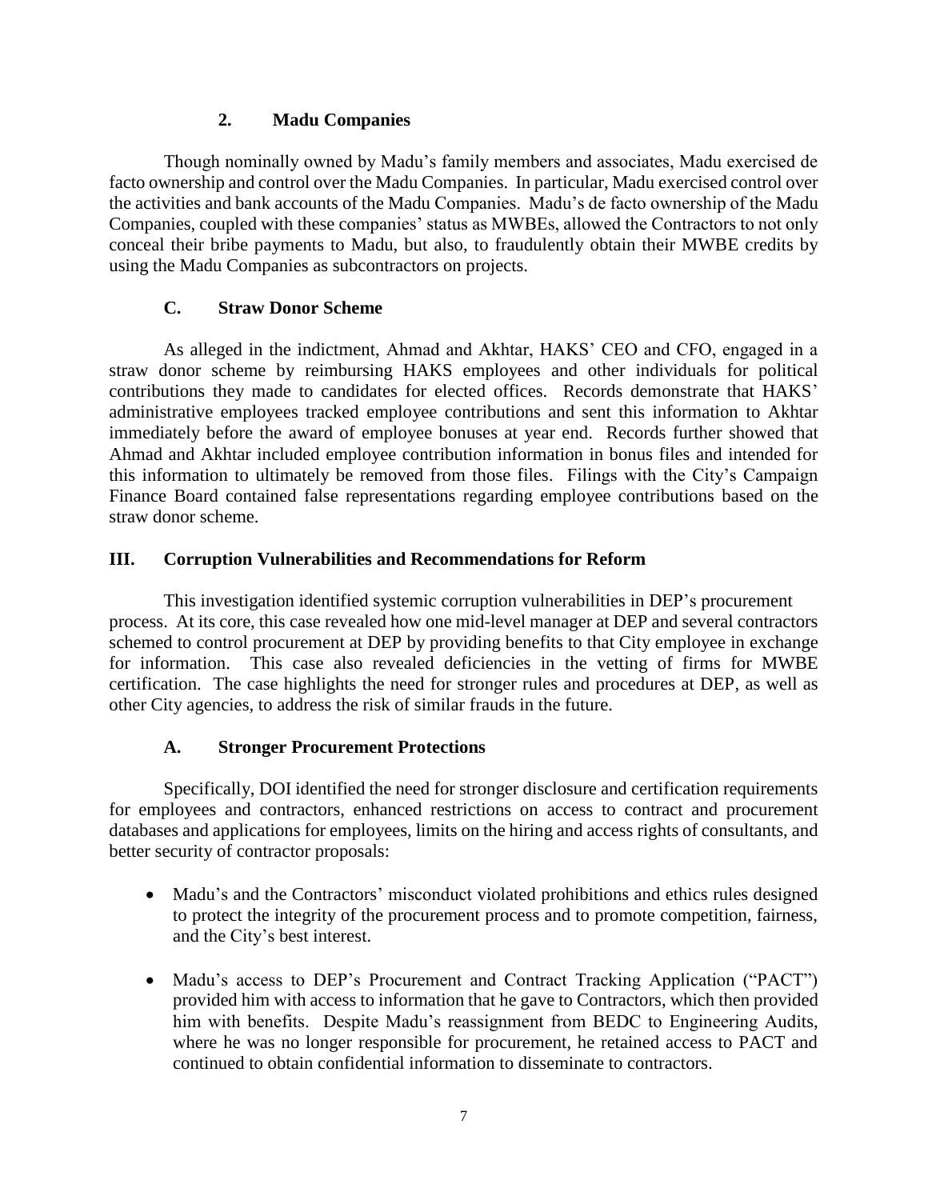### 2. Madu Companies

Though nominally owned by Madu's family members and associates, Madu exercised de facto ownership and control over the Madu Companies. In particular, Madu exercised control over the activities and bank accounts of the Madu Companies. Madu's de facto ownership of the Madu Companies, coupled with these companies' status as MWBEs, allowed the Contractors to not only conceal their bribe payments to Madu, but also, to fraudulently obtain their MWBE credits by using the Madu Companies as subcontractors on projects.

### C. Straw Donor Scheme

As alleged in the indictment, Ahmad and Akhtar, HAKS' CEO and CFO, engaged in a straw donor scheme by reimbursing HAKS employees and other individuals for political contributions they made to candidates for elected offices. Records demonstrate that HAKS' administrative employees tracked employee contributions and sent this information to Akhtar immediately before the award of employee bonuses at year end. Records further showed that Ahmad and Akhtar included employee contribution information in bonus files and intended for this information to ultimately be removed from those files. Filings with the City's Campaign Finance Board contained false representations regarding employee contributions based on the straw donor scheme.

## III. Corruption Vulnerabilities and Recommendations for Reform

This investigation identified systemic corruption vulnerabilities in DEP's procurement process. At its core, this case revealed how one mid-level manager at DEP and several contractors schemed to control procurement at DEP by providing benefits to that City employee in exchange for information. This case also revealed deficiencies in the vetting of firms for MWBE certification. The case highlights the need for stronger rules and procedures at DEP, as well as other City agencies, to address the risk of similar frauds in the future.

### A. Stronger Procurement Protections

Specifically, DOI identified the need for stronger disclosure and certification requirements for employees and contractors, enhanced restrictions on access to contract and procurement databases and applications for employees, limits on the hiring and access rights of consultants, and better security of contractor proposals:

- Madu's and the Contractors' misconduct violated prohibitions and ethics rules designed to protect the integrity of the procurement process and to promote competition, fairness, and the City's best interest.
- Madu's access to DEP's Procurement and Contract Tracking Application ("PACT") provided him with access to information that he gave to Contractors, which then provided him with benefits. Despite Madu's reassignment from BEDC to Engineering Audits, where he was no longer responsible for procurement, he retained access to PACT and continued to obtain confidential information to disseminate to contractors.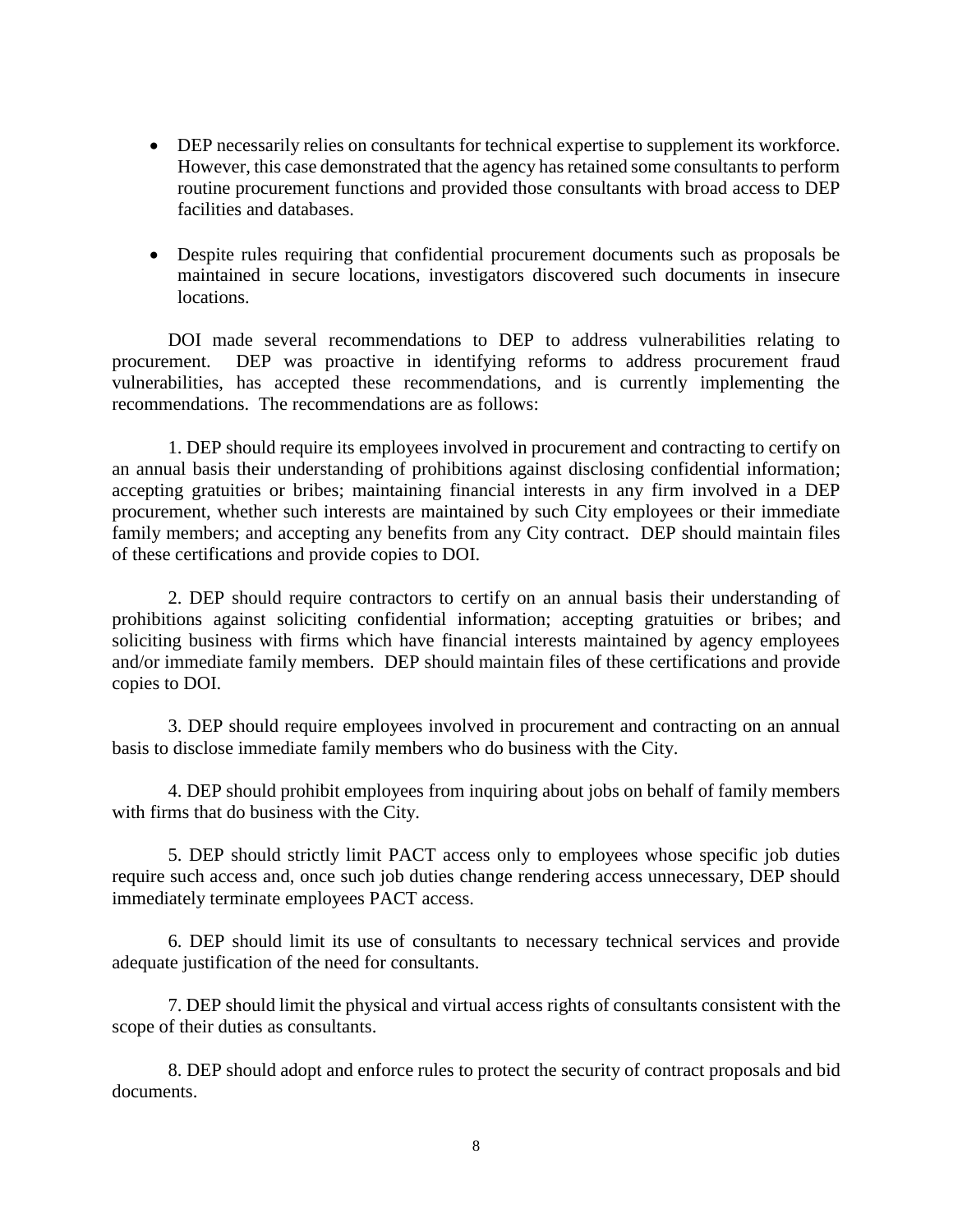- DEP necessarily relies on consultants for technical expertise to supplement its workforce. However, this case demonstrated that the agency has retained some consultants to perform routine procurement functions and provided those consultants with broad access to DEP facilities and databases.

- Despite rules requiring that confidential procurement documents such as proposals be maintained in secure locations, investigators discovered such documents in insecure locations.

DOI made several recommendations to DEP to address vulnerabilities relating to procurement. DEP was proactive in identifying reforms to address procurement fraud vulnerabilities, has accepted these recommendations, and is currently implementing the recommendations. The recommendations are as follows:

1. DEP should require its employees involved in procurement and contracting to certify on an annual basis their understanding of prohibitions against disclosing confidential information; accepting gratuities or bribes; maintaining financial interests in any firm involved in a DEP procurement, whether such interests are maintained by such City employees or their immediate family members; and accepting any benefits from any City contract. DEP should maintain files of these certifications and provide copies to DOI.

2. DEP should require contractors to certify on an annual basis their understanding of prohibitions against soliciting confidential information; accepting gratuities or bribes; and soliciting business with firms which have financial interests maintained by agency employees and/or immediate family members. DEP should maintain files of these certifications and provide copies to DOI.

3. DEP should require employees involved in procurement and contracting on an annual basis to disclose immediate family members who do business with the City.

4. DEP should prohibit employees from inquiring about jobs on behalf of family members with firms that do business with the City.

5. DEP should strictly limit PACT access only to employees whose specific job duties require such access and, once such job duties change rendering access unnecessary, DEP should immediately terminate employees PACT access.

6. DEP should limit its use of consultants to necessary technical services and provide adequate justification of the need for consultants.

7. DEP should limit the physical and virtual access rights of consultants consistent with the scope of their duties as consultants.

8. DEP should adopt and enforce rules to protect the security of contract proposals and bid documents.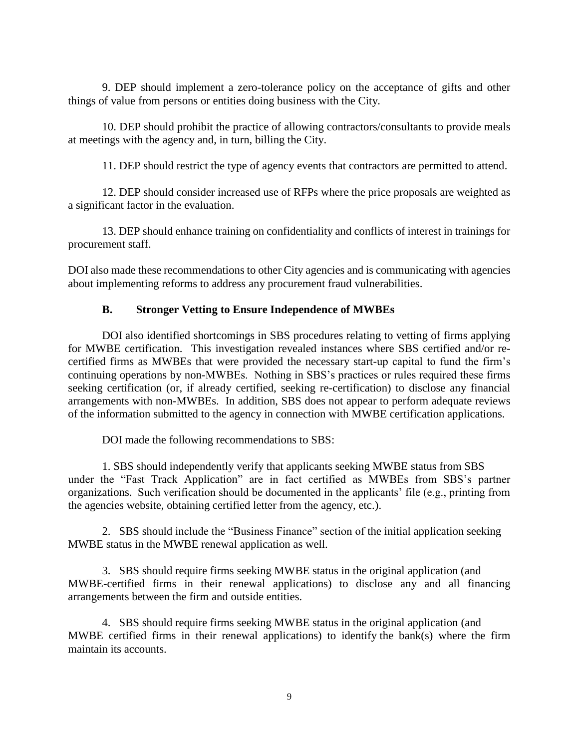9. DEP should implement a zero-tolerance policy on the acceptance of gifts and other things of value from persons or entities doing business with the City.

10. DEP should prohibit the practice of allowing contractors/consultants to provide meals at meetings with the agency and, in turn, billing the City.

11. DEP should restrict the type of agency events that contractors are permitted to attend.

12. DEP should consider increased use of RFPs where the price proposals are weighted as a significant factor in the evaluation.

13. DEP should enhance training on confidentiality and conflicts of interest in trainings for procurement staff.

DOI also made these recommendations to other City agencies and is communicating with agencies about implementing reforms to address any procurement fraud vulnerabilities.

### B. Stronger Vetting to Ensure Independence of MWBEs

DOI also identified shortcomings in SBS procedures relating to vetting of firms applying for MWBE certification. This investigation revealed instances where SBS certified and/or re-certified firms as MWBEs that were provided the necessary start-up capital to fund the firm's continuing operations by non-MWBEs. Nothing in SBS's practices or rules required these firms seeking certification (or, if already certified, seeking re-certification) to disclose any financial arrangements with non-MWBEs. In addition, SBS does not appear to perform adequate reviews of the information submitted to the agency in connection with MWBE certification applications.

DOI made the following recommendations to SBS:

1. SBS should independently verify that applicants seeking MWBE status from SBS under the "Fast Track Application" are in fact certified as MWBEs from SBS's partner organizations. Such verification should be documented in the applicants' file (e.g., printing from the agencies website, obtaining certified letter from the agency, etc.).

2. SBS should include the "Business Finance" section of the initial application seeking MWBE status in the MWBE renewal application as well.

3. SBS should require firms seeking MWBE status in the original application (and MWBE-certified firms in their renewal applications) to disclose any and all financing arrangements between the firm and outside entities.

4. SBS should require firms seeking MWBE status in the original application (and MWBE certified firms in their renewal applications) to identify the bank(s) where the firm maintain its accounts.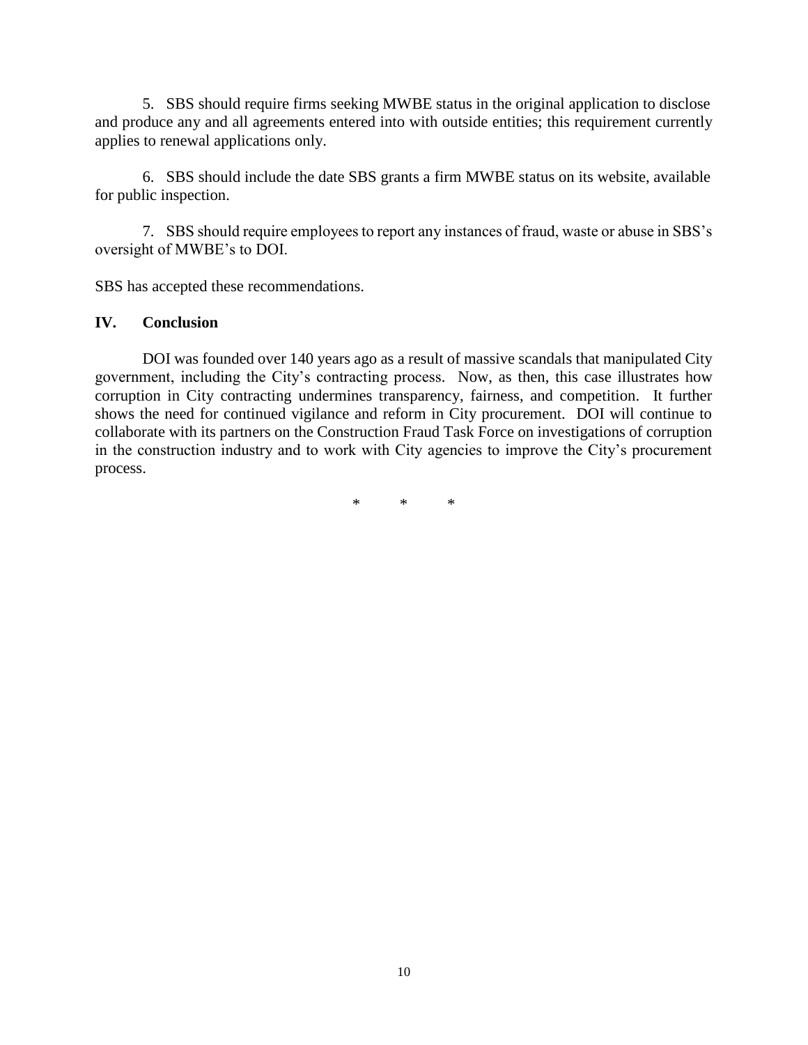5. SBS should require firms seeking MWBE status in the original application to disclose and produce any and all agreements entered into with outside entities; this requirement currently applies to renewal applications only.

6. SBS should include the date SBS grants a firm MWBE status on its website, available for public inspection.

7. SBS should require employees to report any instances of fraud, waste or abuse in SBS's oversight of MWBE's to DOI.

SBS has accepted these recommendations.

## IV. Conclusion

DOI was founded over 140 years ago as a result of massive scandals that manipulated City government, including the City's contracting process. Now, as then, this case illustrates how corruption in City contracting undermines transparency, fairness, and competition. It further shows the need for continued vigilance and reform in City procurement. DOI will continue to collaborate with its partners on the Construction Fraud Task Force on investigations of corruption in the construction industry and to work with City agencies to improve the City's procurement process.

\* \* \*